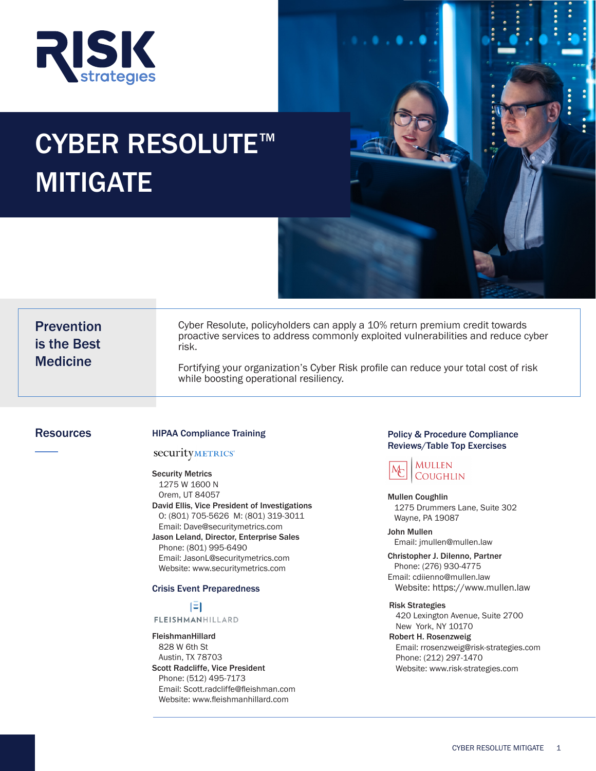# CYBER RESOLUTE™ MITIGATE

## Prevention is the Best Medicine

Cyber Resolute, policyholders can apply a 10% return premium credit towards proactive services to address commonly exploited vulnerabilities and reduce cyber risk.

Fortifying your organization's Cyber Risk profile can reduce your total cost of risk while boosting operational resiliency.

## Resources

### HIPAA Compliance Training

securityMETRICS

**Security Metrics**
1275 W 1600 N
Orem, UT 84057

**David Ellis, Vice President of Investigations**
O: (801) 705-5626 M: (801) 319-3011
Email: Dave@securitymetrics.com

**Jason Leland, Director, Enterprise Sales**
Phone: (801) 995-6490
Email: JasonL@securitymetrics.com
Website: www.securitymetrics.com

### Crisis Event Preparedness

FLEISHMANHILLARD

**FleishmanHillard**
828 W 6th St
Austin, TX 78703

**Scott Radcliffe, Vice President**
Phone: (512) 495-7173
Email: Scott.radcliffe@fleishman.com
Website: www.fleishmanhillard.com

### Policy & Procedure Compliance Reviews/Table Top Exercises

MULLEN COUGHLIN

**Mullen Coughlin**
1275 Drummers Lane, Suite 302
Wayne, PA 19087

**John Mullen**
Email: jmullen@mullen.law

**Christopher J. Dilenno, Partner**
Phone: (276) 930-4775
Email: cdiienno@mullen.law
Website: https://www.mullen.law

**Risk Strategies**
420 Lexington Avenue, Suite 2700
New York, NY 10170

**Robert H. Rosenzweig**
Email: rrosenzweig@risk-strategies.com
Phone: (212) 297-1470
Website: www.risk-strategies.com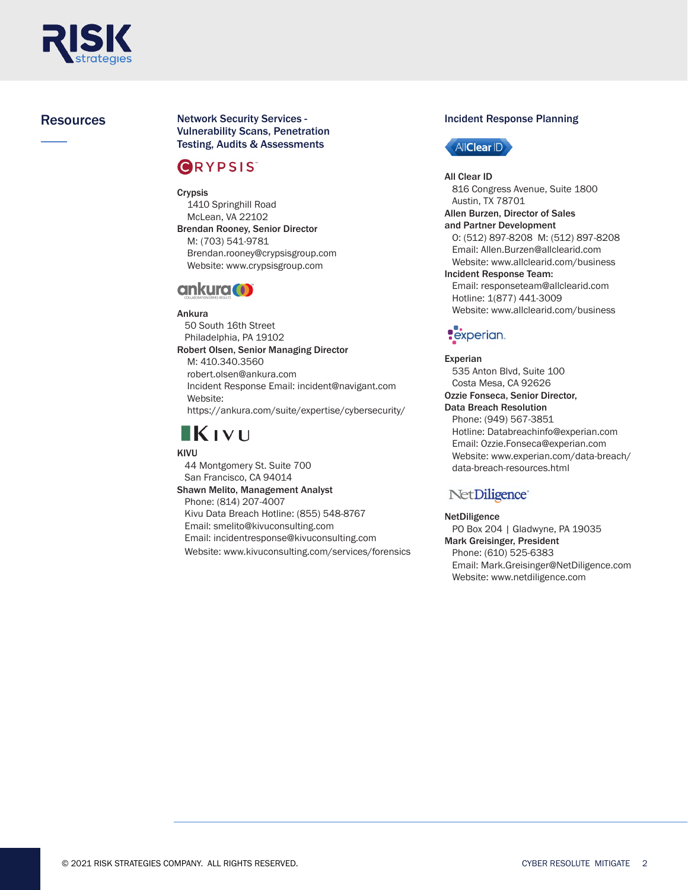## Resources

### Network Security Services - Vulnerability Scans, Penetration Testing, Audits & Assessments

**Crypsis**
1410 Springhill Road
McLean, VA 22102
**Brendan Rooney, Senior Director**
M: (703) 541-9781
Brendan.rooney@crypsisgroup.com
Website: www.crypsisgroup.com

**Ankura**
50 South 16th Street
Philadelphia, PA 19102
**Robert Olsen, Senior Managing Director**
M: 410.340.3560
robert.olsen@ankura.com
Incident Response Email: incident@navigant.com
Website:
https://ankura.com/suite/expertise/cybersecurity/

**KIVU**
44 Montgomery St. Suite 700
San Francisco, CA 94014
**Shawn Melito, Management Analyst**
Phone: (814) 207-4007
Kivu Data Breach Hotline: (855) 548-8767
Email: smelito@kivuconsulting.com
Email: incidentresponse@kivuconsulting.com
Website: www.kivuconsulting.com/services/forensics

### Incident Response Planning

**All Clear ID**
816 Congress Avenue, Suite 1800
Austin, TX 78701
**Allen Burzen, Director of Sales and Partner Development**
O: (512) 897-8208 M: (512) 897-8208
Email: Allen.Burzen@allclearid.com
Website: www.allclearid.com/business
**Incident Response Team:**
Email: responseteam@allclearid.com
Hotline: 1(877) 441-3009
Website: www.allclearid.com/business

**Experian**
535 Anton Blvd, Suite 100
Costa Mesa, CA 92626
**Ozzie Fonseca, Senior Director, Data Breach Resolution**
Phone: (949) 567-3851
Hotline: Databreachinfo@experian.com
Email: Ozzie.Fonseca@experian.com
Website: www.experian.com/data-breach/data-breach-resources.html

**NetDiligence**
PO Box 204 | Gladwyne, PA 19035
**Mark Greisinger, President**
Phone: (610) 525-6383
Email: Mark.Greisinger@NetDiligence.com
Website: www.netdiligence.com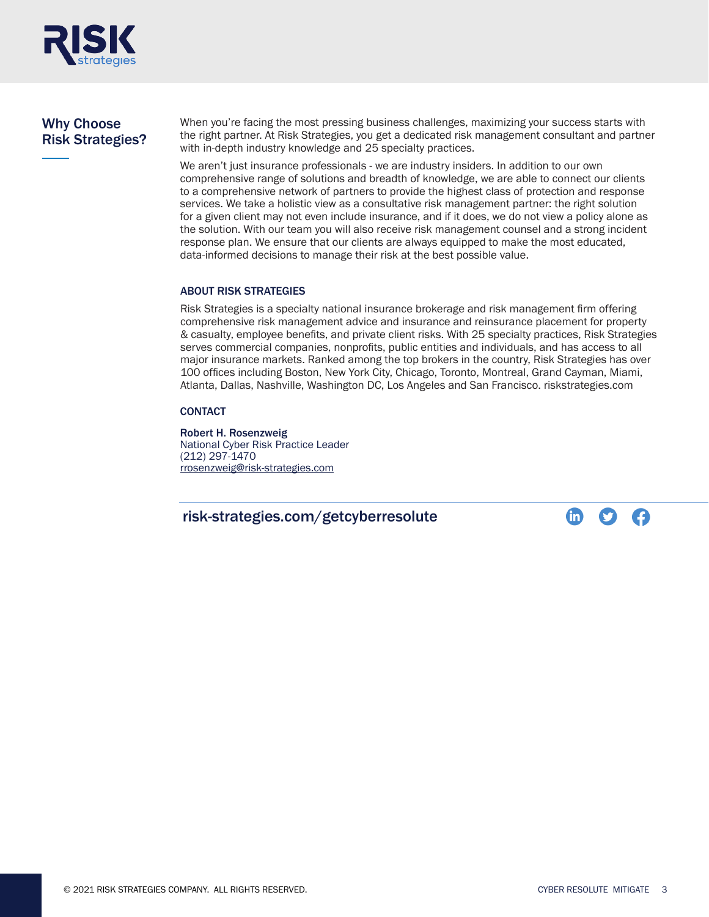## Why Choose Risk Strategies?

When you're facing the most pressing business challenges, maximizing your success starts with the right partner. At Risk Strategies, you get a dedicated risk management consultant and partner with in-depth industry knowledge and 25 specialty practices.

We aren't just insurance professionals - we are industry insiders. In addition to our own comprehensive range of solutions and breadth of knowledge, we are able to connect our clients to a comprehensive network of partners to provide the highest class of protection and response services. We take a holistic view as a consultative risk management partner: the right solution for a given client may not even include insurance, and if it does, we do not view a policy alone as the solution. With our team you will also receive risk management counsel and a strong incident response plan. We ensure that our clients are always equipped to make the most educated, data-informed decisions to manage their risk at the best possible value.

### ABOUT RISK STRATEGIES

Risk Strategies is a specialty national insurance brokerage and risk management firm offering comprehensive risk management advice and insurance and reinsurance placement for property & casualty, employee benefits, and private client risks. With 25 specialty practices, Risk Strategies serves commercial companies, nonprofits, public entities and individuals, and has access to all major insurance markets. Ranked among the top brokers in the country, Risk Strategies has over 100 offices including Boston, New York City, Chicago, Toronto, Montreal, Grand Cayman, Miami, Atlanta, Dallas, Nashville, Washington DC, Los Angeles and San Francisco. riskstrategies.com

### CONTACT

**Robert H. Rosenzweig**
National Cyber Risk Practice Leader
(212) 297-1470
rrosenzweig@risk-strategies.com

risk-strategies.com/getcyberresolute

© 2021 RISK STRATEGIES COMPANY. ALL RIGHTS RESERVED.